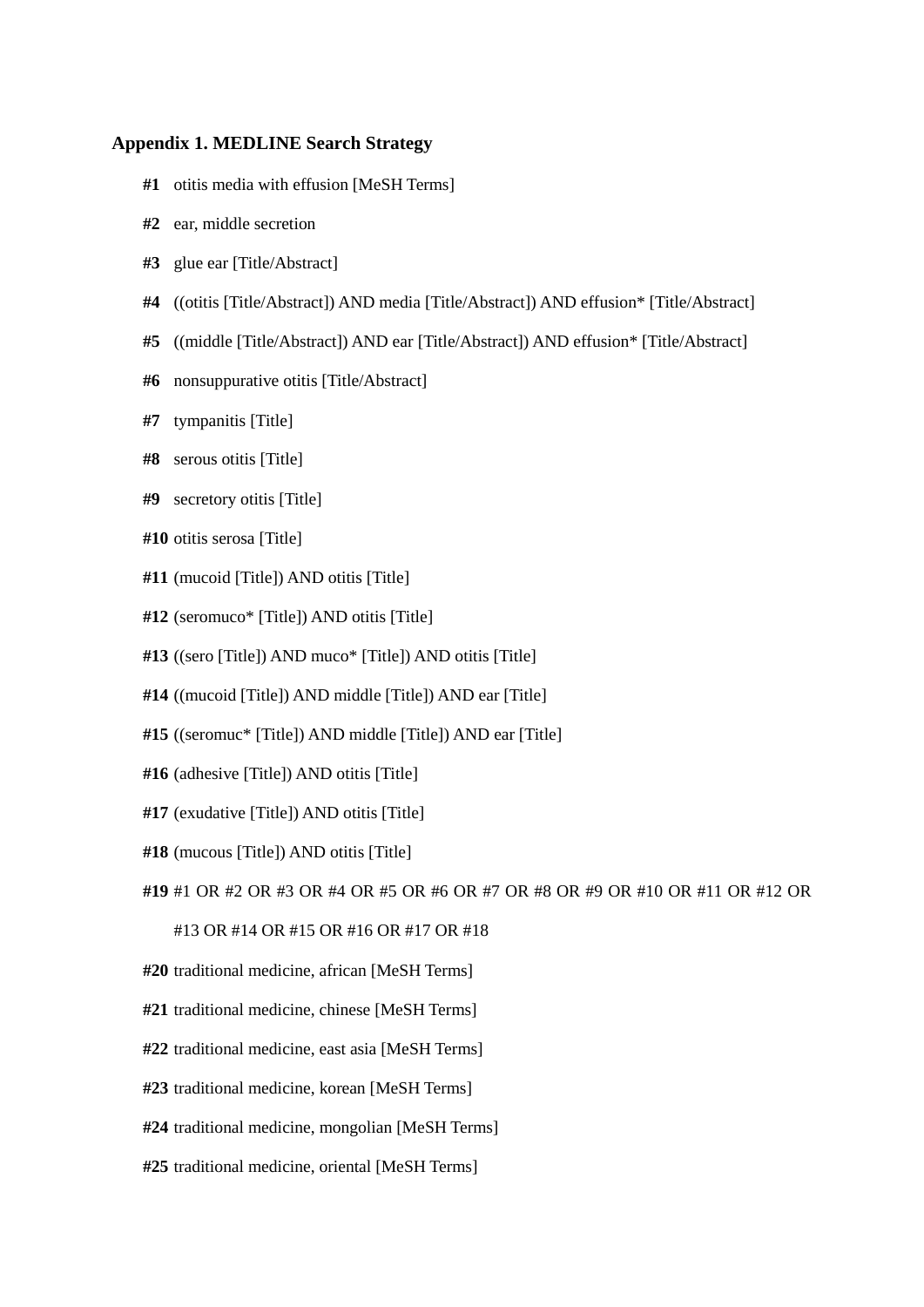**Appendix 1. MEDLINE Search Strategy**

**#1** otitis media with effusion [MeSH Terms]

**#2** ear, middle secretion

**#3** glue ear [Title/Abstract]

**#4** ((otitis [Title/Abstract]) AND media [Title/Abstract]) AND effusion* [Title/Abstract]

**#5** ((middle [Title/Abstract]) AND ear [Title/Abstract]) AND effusion* [Title/Abstract]

**#6** nonsuppurative otitis [Title/Abstract]

**#7** tympanitis [Title]

**#8** serous otitis [Title]

**#9** secretory otitis [Title]

**#10** otitis serosa [Title]

**#11** (mucoid [Title]) AND otitis [Title]

**#12** (seromuco* [Title]) AND otitis [Title]

**#13** ((sero [Title]) AND muco* [Title]) AND otitis [Title]

**#14** ((mucoid [Title]) AND middle [Title]) AND ear [Title]

**#15** ((seromuc* [Title]) AND middle [Title]) AND ear [Title]

**#16** (adhesive [Title]) AND otitis [Title]

**#17** (exudative [Title]) AND otitis [Title]

**#18** (mucous [Title]) AND otitis [Title]

**#19** #1 OR #2 OR #3 OR #4 OR #5 OR #6 OR #7 OR #8 OR #9 OR #10 OR #11 OR #12 OR #13 OR #14 OR #15 OR #16 OR #17 OR #18

**#20** traditional medicine, african [MeSH Terms]

**#21** traditional medicine, chinese [MeSH Terms]

**#22** traditional medicine, east asia [MeSH Terms]

**#23** traditional medicine, korean [MeSH Terms]

**#24** traditional medicine, mongolian [MeSH Terms]

**#25** traditional medicine, oriental [MeSH Terms]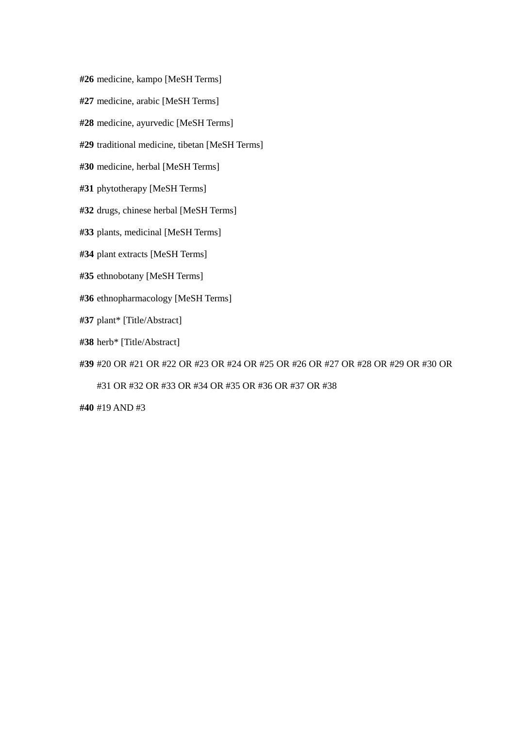**#26** medicine, kampo [MeSH Terms]

**#27** medicine, arabic [MeSH Terms]

**#28** medicine, ayurvedic [MeSH Terms]

**#29** traditional medicine, tibetan [MeSH Terms]

**#30** medicine, herbal [MeSH Terms]

**#31** phytotherapy [MeSH Terms]

**#32** drugs, chinese herbal [MeSH Terms]

**#33** plants, medicinal [MeSH Terms]

**#34** plant extracts [MeSH Terms]

**#35** ethnobotany [MeSH Terms]

**#36** ethnopharmacology [MeSH Terms]

**#37** plant* [Title/Abstract]

**#38** herb* [Title/Abstract]

**#39** #20 OR #21 OR #22 OR #23 OR #24 OR #25 OR #26 OR #27 OR #28 OR #29 OR #30 OR #31 OR #32 OR #33 OR #34 OR #35 OR #36 OR #37 OR #38

**#40** #19 AND #3